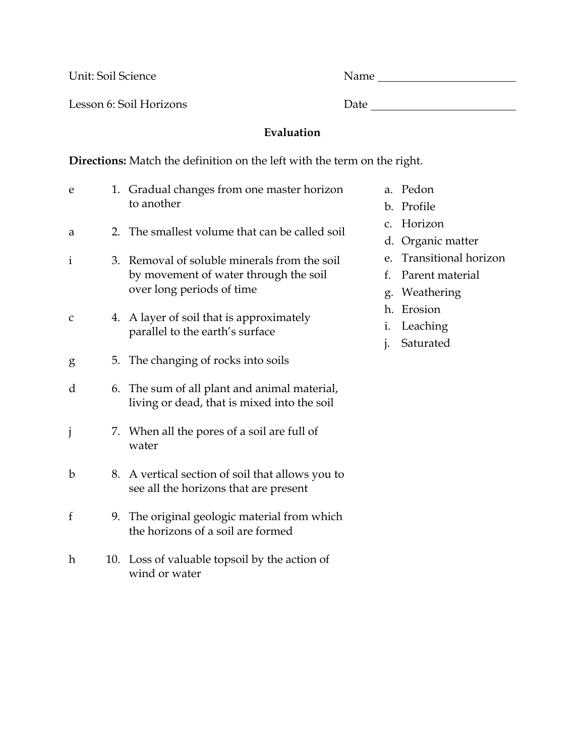Unit: Soil Science Name ________________________

Lesson 6: Soil Horizons Date ________________________

**Evaluation**

**Directions:** Match the definition on the left with the term on the right.

e 1. Gradual changes from one master horizon to another

a 2. The smallest volume that can be called soil

i 3. Removal of soluble minerals from the soil by movement of water through the soil over long periods of time

c 4. A layer of soil that is approximately parallel to the earth's surface

g 5. The changing of rocks into soils

d 6. The sum of all plant and animal material, living or dead, that is mixed into the soil

j 7. When all the pores of a soil are full of water

b 8. A vertical section of soil that allows you to see all the horizons that are present

f 9. The original geologic material from which the horizons of a soil are formed

h 10. Loss of valuable topsoil by the action of wind or water

a. Pedon
b. Profile
c. Horizon
d. Organic matter
e. Transitional horizon
f. Parent material
g. Weathering
h. Erosion
i. Leaching
j. Saturated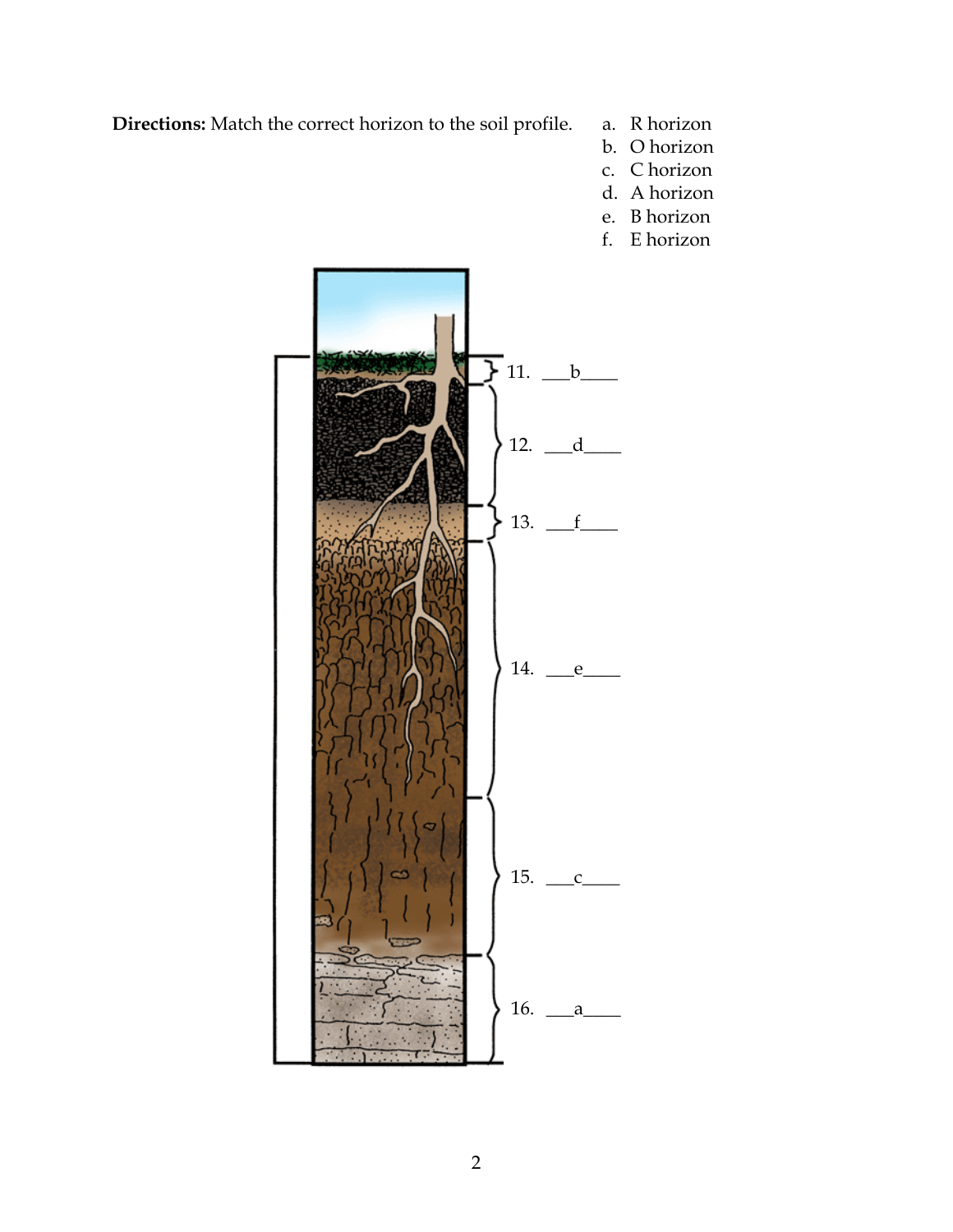**Directions:** Match the correct horizon to the soil profile.

a. R horizon
b. O horizon
c. C horizon
d. A horizon
e. B horizon
f. E horizon

11. \_\_\_b\_\_\_\_

12. \_\_\_d\_\_\_\_

13. \_\_\_f\_\_\_\_

14. \_\_\_e\_\_\_\_

15. \_\_\_c\_\_\_\_

16. \_\_\_a\_\_\_\_